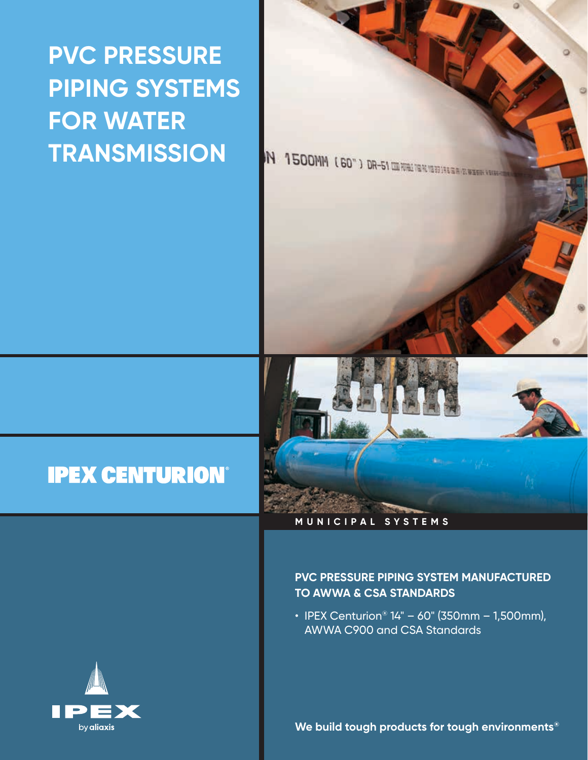# PVC PRESSURE PIPING SYSTEMS FOR WATER TRANSMISSION

## IPEX CENTURION®

MUNICIPAL SYSTEMS

**PVC PRESSURE PIPING SYSTEM MANUFACTURED TO AWWA & CSA STANDARDS**

- IPEX Centurion® 14" – 60" (350mm – 1,500mm), AWWA C900 and CSA Standards

IPEX by aliaxis

**We build tough products for tough environments®**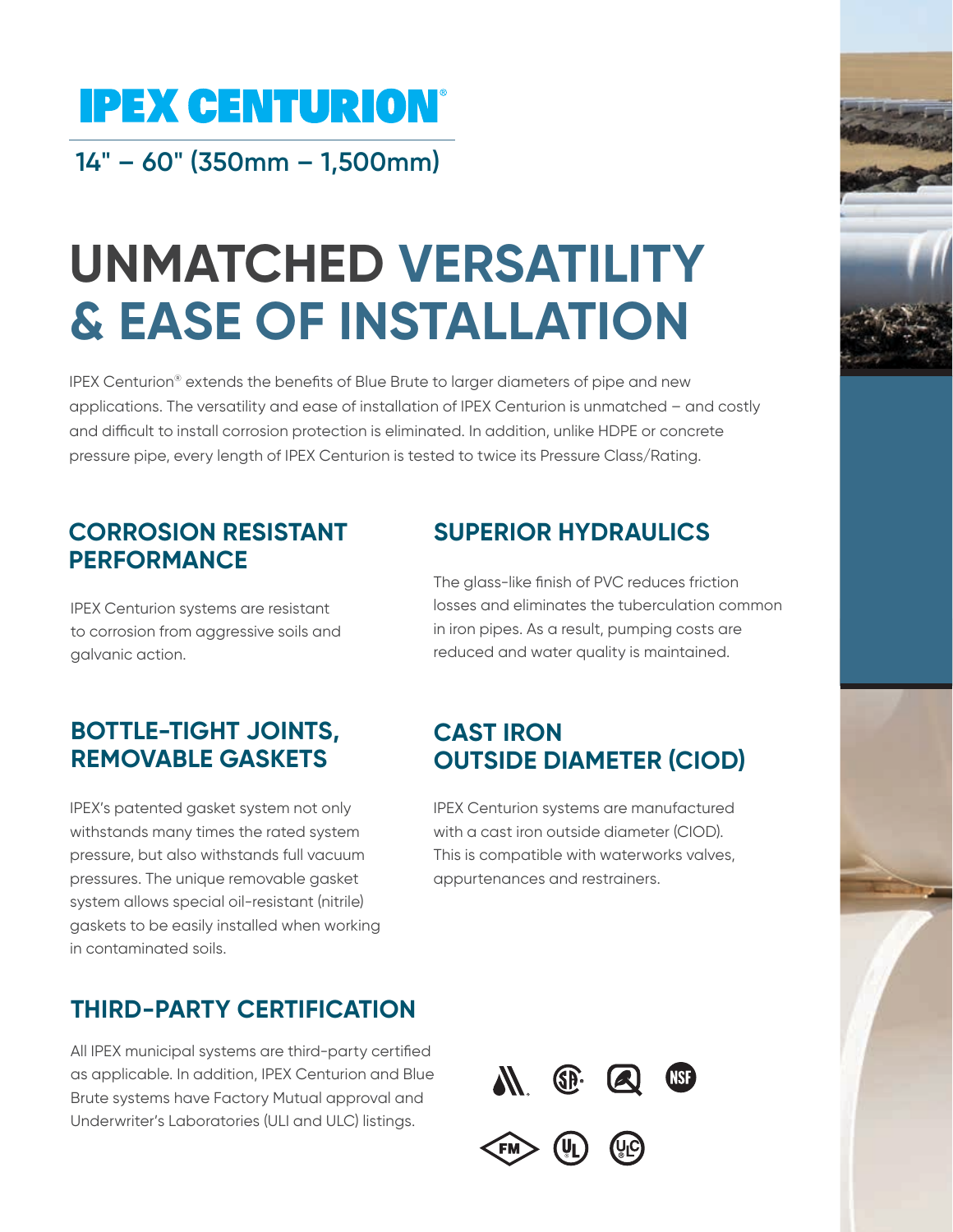# IPEX CENTURION®

14" – 60" (350mm – 1,500mm)

# UNMATCHED VERSATILITY & EASE OF INSTALLATION

IPEX Centurion® extends the benefits of Blue Brute to larger diameters of pipe and new applications. The versatility and ease of installation of IPEX Centurion is unmatched – and costly and difficult to install corrosion protection is eliminated. In addition, unlike HDPE or concrete pressure pipe, every length of IPEX Centurion is tested to twice its Pressure Class/Rating.

## CORROSION RESISTANT PERFORMANCE

IPEX Centurion systems are resistant to corrosion from aggressive soils and galvanic action.

## SUPERIOR HYDRAULICS

The glass-like finish of PVC reduces friction losses and eliminates the tuberculation common in iron pipes. As a result, pumping costs are reduced and water quality is maintained.

## BOTTLE-TIGHT JOINTS, REMOVABLE GASKETS

IPEX's patented gasket system not only withstands many times the rated system pressure, but also withstands full vacuum pressures. The unique removable gasket system allows special oil-resistant (nitrile) gaskets to be easily installed when working in contaminated soils.

## CAST IRON OUTSIDE DIAMETER (CIOD)

IPEX Centurion systems are manufactured with a cast iron outside diameter (CIOD). This is compatible with waterworks valves, appurtenances and restrainers.

## THIRD-PARTY CERTIFICATION

All IPEX municipal systems are third-party certified as applicable. In addition, IPEX Centurion and Blue Brute systems have Factory Mutual approval and Underwriter's Laboratories (ULI and ULC) listings.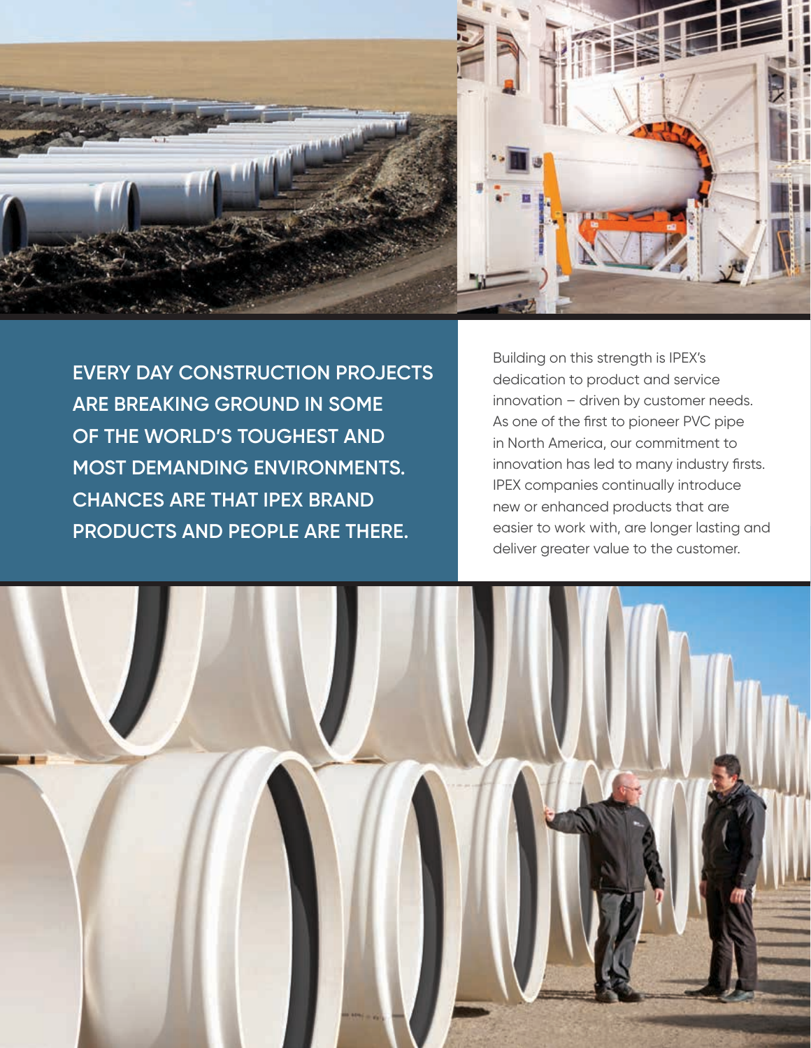**EVERY DAY CONSTRUCTION PROJECTS ARE BREAKING GROUND IN SOME OF THE WORLD'S TOUGHEST AND MOST DEMANDING ENVIRONMENTS. CHANCES ARE THAT IPEX BRAND PRODUCTS AND PEOPLE ARE THERE.**

Building on this strength is IPEX's dedication to product and service innovation – driven by customer needs. As one of the first to pioneer PVC pipe in North America, our commitment to innovation has led to many industry firsts. IPEX companies continually introduce new or enhanced products that are easier to work with, are longer lasting and deliver greater value to the customer.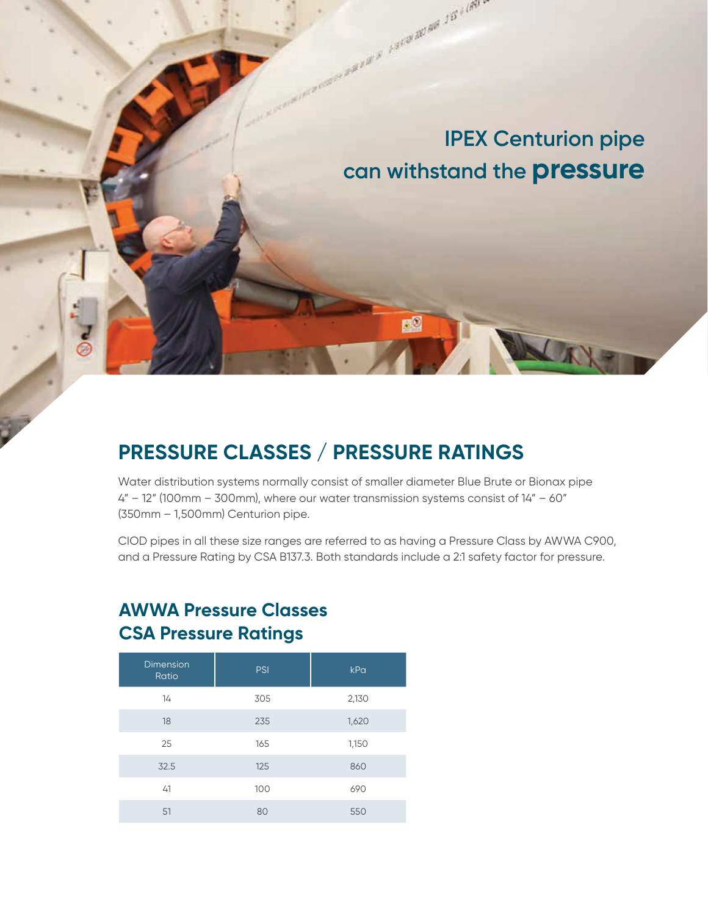IPEX Centurion pipe can withstand the **pressure**

## PRESSURE CLASSES / PRESSURE RATINGS

Water distribution systems normally consist of smaller diameter Blue Brute or Bionax pipe 4" – 12" (100mm – 300mm), where our water transmission systems consist of 14" – 60" (350mm – 1,500mm) Centurion pipe.

CIOD pipes in all these size ranges are referred to as having a Pressure Class by AWWA C900, and a Pressure Rating by CSA B137.3. Both standards include a 2:1 safety factor for pressure.

### AWWA Pressure Classes CSA Pressure Ratings

| Dimension Ratio | PSI | kPa |
|---|---|---|
| 14 | 305 | 2,130 |
| 18 | 235 | 1,620 |
| 25 | 165 | 1,150 |
| 32.5 | 125 | 860 |
| 41 | 100 | 690 |
| 51 | 80 | 550 |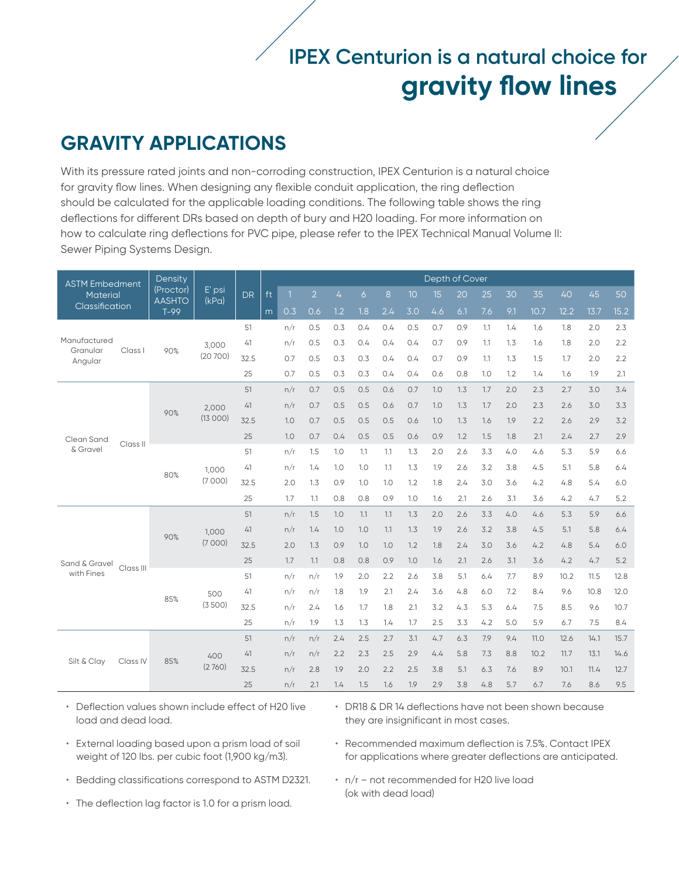# IPEX Centurion is a natural choice for **gravity flow lines**

## GRAVITY APPLICATIONS

With its pressure rated joints and non-corroding construction, IPEX Centurion is a natural choice for gravity flow lines. When designing any flexible conduit application, the ring deflection should be calculated for the applicable loading conditions. The following table shows the ring deflections for different DRs based on depth of bury and H20 loading. For more information on how to calculate ring deflections for PVC pipe, please refer to the IPEX Technical Manual Volume II: Sewer Piping Systems Design.

| ASTM Embedment Material Classification | | Density (Proctor) AASHTO T-99 | E' psi (kPa) | DR | Depth of Cover | | | | | | | | | | | | | |
|---|---|---|---|---|---|---|---|---|---|---|---|---|---|---|---|---|---|---|
| | | | | ft | 1 | 2 | 4 | 6 | 8 | 10 | 15 | 20 | 25 | 30 | 35 | 40 | 45 | 50 |
| | | | | m | 0.3 | 0.6 | 1.2 | 1.8 | 2.4 | 3.0 | 4.6 | 6.1 | 7.6 | 9.1 | 10.7 | 12.2 | 13.7 | 15.2 |
| Manufactured Granular Angular | Class I | 90% | 3,000 (20 700) | 51 | n/r | 0.5 | 0.3 | 0.4 | 0.4 | 0.5 | 0.7 | 0.9 | 1.1 | 1.4 | 1.6 | 1.8 | 2.0 | 2.3 |
| | | | | 41 | n/r | 0.5 | 0.3 | 0.4 | 0.4 | 0.4 | 0.7 | 0.9 | 1.1 | 1.3 | 1.6 | 1.8 | 2.0 | 2.2 |
| | | | | 32.5 | 0.7 | 0.5 | 0.3 | 0.3 | 0.4 | 0.4 | 0.7 | 0.9 | 1.1 | 1.3 | 1.5 | 1.7 | 2.0 | 2.2 |
| | | | | 25 | 0.7 | 0.5 | 0.3 | 0.3 | 0.4 | 0.4 | 0.6 | 0.8 | 1.0 | 1.2 | 1.4 | 1.6 | 1.9 | 2.1 |
| Clean Sand & Gravel | Class II | 90% | 2,000 (13 000) | 51 | n/r | 0.7 | 0.5 | 0.5 | 0.6 | 0.7 | 1.0 | 1.3 | 1.7 | 2.0 | 2.3 | 2.7 | 3.0 | 3.4 |
| | | | | 41 | n/r | 0.7 | 0.5 | 0.5 | 0.6 | 0.7 | 1.0 | 1.3 | 1.7 | 2.0 | 2.3 | 2.6 | 3.0 | 3.3 |
| | | | | 32.5 | 1.0 | 0.7 | 0.5 | 0.5 | 0.5 | 0.6 | 1.0 | 1.3 | 1.6 | 1.9 | 2.2 | 2.6 | 2.9 | 3.2 |
| | | | | 25 | 1.0 | 0.7 | 0.4 | 0.5 | 0.5 | 0.6 | 0.9 | 1.2 | 1.5 | 1.8 | 2.1 | 2.4 | 2.7 | 2.9 |
| | | 80% | 1,000 (7 000) | 51 | n/r | 1.5 | 1.0 | 1.1 | 1.1 | 1.3 | 2.0 | 2.6 | 3.3 | 4.0 | 4.6 | 5.3 | 5.9 | 6.6 |
| | | | | 41 | n/r | 1.4 | 1.0 | 1.0 | 1.1 | 1.3 | 1.9 | 2.6 | 3.2 | 3.8 | 4.5 | 5.1 | 5.8 | 6.4 |
| | | | | 32.5 | 2.0 | 1.3 | 0.9 | 1.0 | 1.0 | 1.2 | 1.8 | 2.4 | 3.0 | 3.6 | 4.2 | 4.8 | 5.4 | 6.0 |
| | | | | 25 | 1.7 | 1.1 | 0.8 | 0.8 | 0.9 | 1.0 | 1.6 | 2.1 | 2.6 | 3.1 | 3.6 | 4.2 | 4.7 | 5.2 |
| Sand & Gravel with Fines | Class III | 90% | 1,000 (7 000) | 51 | n/r | 1.5 | 1.0 | 1.1 | 1.1 | 1.3 | 2.0 | 2.6 | 3.3 | 4.0 | 4.6 | 5.3 | 5.9 | 6.6 |
| | | | | 41 | n/r | 1.4 | 1.0 | 1.0 | 1.1 | 1.3 | 1.9 | 2.6 | 3.2 | 3.8 | 4.5 | 5.1 | 5.8 | 6.4 |
| | | | | 32.5 | 2.0 | 1.3 | 0.9 | 1.0 | 1.0 | 1.2 | 1.8 | 2.4 | 3.0 | 3.6 | 4.2 | 4.8 | 5.4 | 6.0 |
| | | | | 25 | 1.7 | 1.1 | 0.8 | 0.8 | 0.9 | 1.0 | 1.6 | 2.1 | 2.6 | 3.1 | 3.6 | 4.2 | 4.7 | 5.2 |
| | | 85% | 500 (3 500) | 51 | n/r | n/r | 1.9 | 2.0 | 2.2 | 2.6 | 3.8 | 5.1 | 6.4 | 7.7 | 8.9 | 10.2 | 11.5 | 12.8 |
| | | | | 41 | n/r | n/r | 1.8 | 1.9 | 2.1 | 2.4 | 3.6 | 4.8 | 6.0 | 7.2 | 8.4 | 9.6 | 10.8 | 12.0 |
| | | | | 32.5 | n/r | 2.4 | 1.6 | 1.7 | 1.8 | 2.1 | 3.2 | 4.3 | 5.3 | 6.4 | 7.5 | 8.5 | 9.6 | 10.7 |
| | | | | 25 | n/r | 1.9 | 1.3 | 1.3 | 1.4 | 1.7 | 2.5 | 3.3 | 4.2 | 5.0 | 5.9 | 6.7 | 7.5 | 8.4 |
| Silt & Clay | Class IV | 85% | 400 (2 760) | 51 | n/r | n/r | 2.4 | 2.5 | 2.7 | 3.1 | 4.7 | 6.3 | 7.9 | 9.4 | 11.0 | 12.6 | 14.1 | 15.7 |
| | | | | 41 | n/r | n/r | 2.2 | 2.3 | 2.5 | 2.9 | 4.4 | 5.8 | 7.3 | 8.8 | 10.2 | 11.7 | 13.1 | 14.6 |
| | | | | 32.5 | n/r | 2.8 | 1.9 | 2.0 | 2.2 | 2.5 | 3.8 | 5.1 | 6.3 | 7.6 | 8.9 | 10.1 | 11.4 | 12.7 |
| | | | | 25 | n/r | 2.1 | 1.4 | 1.5 | 1.6 | 1.9 | 2.9 | 3.8 | 4.8 | 5.7 | 6.7 | 7.6 | 8.6 | 9.5 |

- Deflection values shown include effect of H20 live load and dead load.
- External loading based upon a prism load of soil weight of 120 lbs. per cubic foot (1,900 kg/m3).
- Bedding classifications correspond to ASTM D2321.
- The deflection lag factor is 1.0 for a prism load.
- DR18 & DR 14 deflections have not been shown because they are insignificant in most cases.
- Recommended maximum deflection is 7.5%. Contact IPEX for applications where greater deflections are anticipated.
- n/r – not recommended for H20 live load (ok with dead load)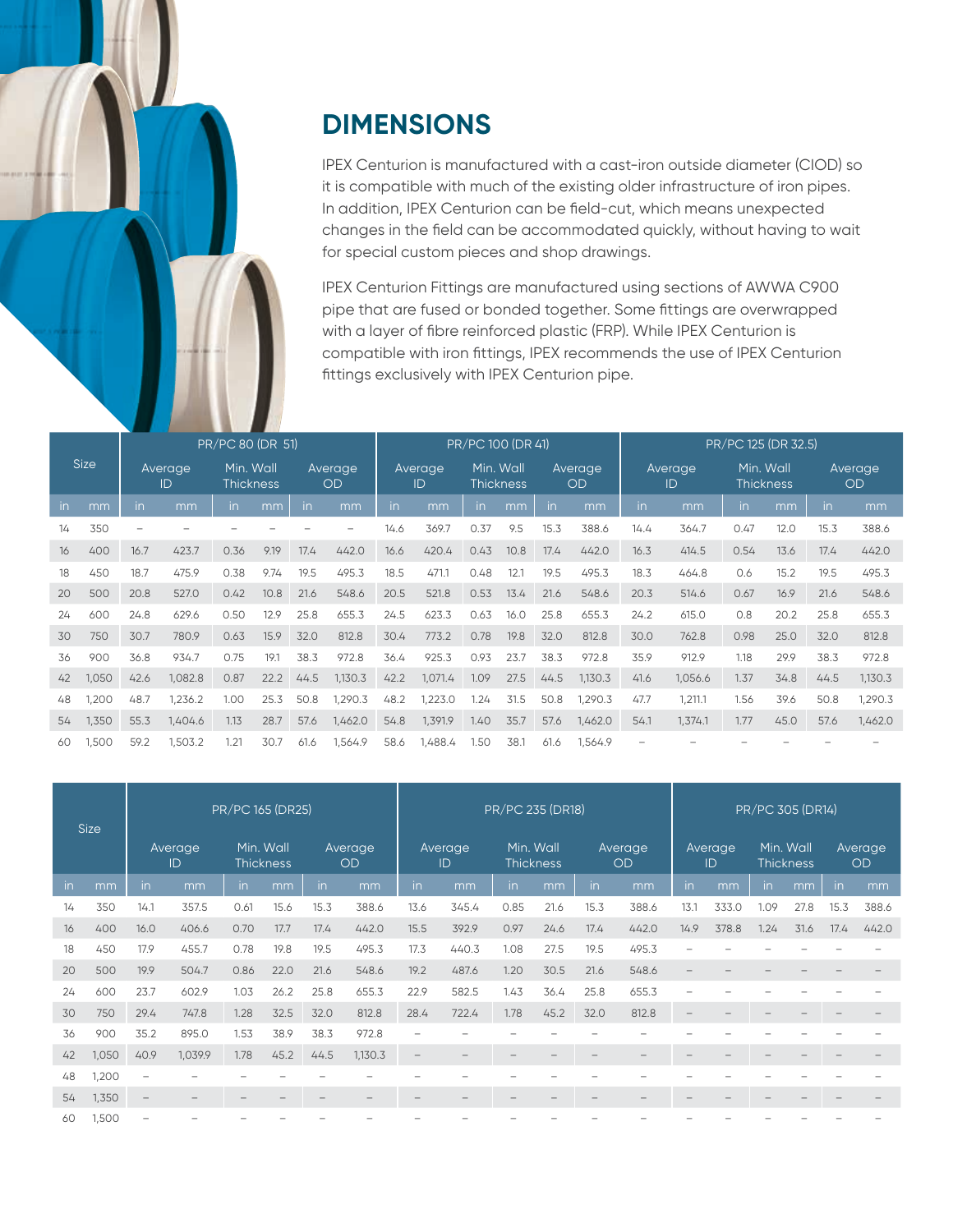## DIMENSIONS

IPEX Centurion is manufactured with a cast-iron outside diameter (CIOD) so it is compatible with much of the existing older infrastructure of iron pipes. In addition, IPEX Centurion can be field-cut, which means unexpected changes in the field can be accommodated quickly, without having to wait for special custom pieces and shop drawings.

IPEX Centurion Fittings are manufactured using sections of AWWA C900 pipe that are fused or bonded together. Some fittings are overwrapped with a layer of fibre reinforced plastic (FRP). While IPEX Centurion is compatible with iron fittings, IPEX recommends the use of IPEX Centurion fittings exclusively with IPEX Centurion pipe.

| Size | | PR/PC 80 (DR 51) | | | | | | PR/PC 100 (DR 41) | | | | | | PR/PC 125 (DR 32.5) | | | | | |
|---|---|---|---|---|---|---|---|---|---|---|---|---|---|---|---|---|---|---|---|
| | | Average ID | | Min. Wall Thickness | | Average OD | | Average ID | | Min. Wall Thickness | | Average OD | | Average ID | | Min. Wall Thickness | | Average OD | |
| in | mm | in | mm | in | mm | in | mm | in | mm | in | mm | in | mm | in | mm | in | mm | in | mm |
| 14 | 350 | – | – | – | – | – | – | 14.6 | 369.7 | 0.37 | 9.5 | 15.3 | 388.6 | 14.4 | 364.7 | 0.47 | 12.0 | 15.3 | 388.6 |
| 16 | 400 | 16.7 | 423.7 | 0.36 | 9.19 | 17.4 | 442.0 | 16.6 | 420.4 | 0.43 | 10.8 | 17.4 | 442.0 | 16.3 | 414.5 | 0.54 | 13.6 | 17.4 | 442.0 |
| 18 | 450 | 18.7 | 475.9 | 0.38 | 9.74 | 19.5 | 495.3 | 18.5 | 471.1 | 0.48 | 12.1 | 19.5 | 495.3 | 18.3 | 464.8 | 0.6 | 15.2 | 19.5 | 495.3 |
| 20 | 500 | 20.8 | 527.0 | 0.42 | 10.8 | 21.6 | 548.6 | 20.5 | 521.8 | 0.53 | 13.4 | 21.6 | 548.6 | 20.3 | 514.6 | 0.67 | 16.9 | 21.6 | 548.6 |
| 24 | 600 | 24.8 | 629.6 | 0.50 | 12.9 | 25.8 | 655.3 | 24.5 | 623.3 | 0.63 | 16.0 | 25.8 | 655.3 | 24.2 | 615.0 | 0.8 | 20.2 | 25.8 | 655.3 |
| 30 | 750 | 30.7 | 780.9 | 0.63 | 15.9 | 32.0 | 812.8 | 30.4 | 773.2 | 0.78 | 19.8 | 32.0 | 812.8 | 30.0 | 762.8 | 0.98 | 25.0 | 32.0 | 812.8 |
| 36 | 900 | 36.8 | 934.7 | 0.75 | 19.1 | 38.3 | 972.8 | 36.4 | 925.3 | 0.93 | 23.7 | 38.3 | 972.8 | 35.9 | 912.9 | 1.18 | 29.9 | 38.3 | 972.8 |
| 42 | 1,050 | 42.6 | 1,082.8 | 0.87 | 22.2 | 44.5 | 1,130.3 | 42.2 | 1,071.4 | 1.09 | 27.5 | 44.5 | 1,130.3 | 41.6 | 1,056.6 | 1.37 | 34.8 | 44.5 | 1,130.3 |
| 48 | 1,200 | 48.7 | 1,236.2 | 1.00 | 25.3 | 50.8 | 1,290.3 | 48.2 | 1,223.0 | 1.24 | 31.5 | 50.8 | 1,290.3 | 47.7 | 1,211.1 | 1.56 | 39.6 | 50.8 | 1,290.3 |
| 54 | 1,350 | 55.3 | 1,404.6 | 1.13 | 28.7 | 57.6 | 1,462.0 | 54.8 | 1,391.9 | 1.40 | 35.7 | 57.6 | 1,462.0 | 54.1 | 1,374.1 | 1.77 | 45.0 | 57.6 | 1,462.0 |
| 60 | 1,500 | 59.2 | 1,503.2 | 1.21 | 30.7 | 61.6 | 1,564.9 | 58.6 | 1,488.4 | 1.50 | 38.1 | 61.6 | 1,564.9 | – | – | – | – | – | – |

| Size | | PR/PC 165 (DR25) | | | | | | PR/PC 235 (DR18) | | | | | | PR/PC 305 (DR14) | | | | | |
|---|---|---|---|---|---|---|---|---|---|---|---|---|---|---|---|---|---|---|---|
| | | Average ID | | Min. Wall Thickness | | Average OD | | Average ID | | Min. Wall Thickness | | Average OD | | Average ID | | Min. Wall Thickness | | Average OD | |
| in | mm | in | mm | in | mm | in | mm | in | mm | in | mm | in | mm | in | mm | in | mm | in | mm |
| 14 | 350 | 14.1 | 357.5 | 0.61 | 15.6 | 15.3 | 388.6 | 13.6 | 345.4 | 0.85 | 21.6 | 15.3 | 388.6 | 13.1 | 333.0 | 1.09 | 27.8 | 15.3 | 388.6 |
| 16 | 400 | 16.0 | 406.6 | 0.70 | 17.7 | 17.4 | 442.0 | 15.5 | 392.9 | 0.97 | 24.6 | 17.4 | 442.0 | 14.9 | 378.8 | 1.24 | 31.6 | 17.4 | 442.0 |
| 18 | 450 | 17.9 | 455.7 | 0.78 | 19.8 | 19.5 | 495.3 | 17.3 | 440.3 | 1.08 | 27.5 | 19.5 | 495.3 | – | – | – | – | – | – |
| 20 | 500 | 19.9 | 504.7 | 0.86 | 22.0 | 21.6 | 548.6 | 19.2 | 487.6 | 1.20 | 30.5 | 21.6 | 548.6 | – | – | – | – | – | – |
| 24 | 600 | 23.7 | 602.9 | 1.03 | 26.2 | 25.8 | 655.3 | 22.9 | 582.5 | 1.43 | 36.4 | 25.8 | 655.3 | – | – | – | – | – | – |
| 30 | 750 | 29.4 | 747.8 | 1.28 | 32.5 | 32.0 | 812.8 | 28.4 | 722.4 | 1.78 | 45.2 | 32.0 | 812.8 | – | – | – | – | – | – |
| 36 | 900 | 35.2 | 895.0 | 1.53 | 38.9 | 38.3 | 972.8 | – | – | – | – | – | – | – | – | – | – | – | – |
| 42 | 1,050 | 40.9 | 1,039.9 | 1.78 | 45.2 | 44.5 | 1,130.3 | – | – | – | – | – | – | – | – | – | – | – | – |
| 48 | 1,200 | – | – | – | – | – | – | – | – | – | – | – | – | – | – | – | – | – | – |
| 54 | 1,350 | – | – | – | – | – | – | – | – | – | – | – | – | – | – | – | – | – | – |
| 60 | 1,500 | – | – | – | – | – | – | – | – | – | – | – | – | – | – | – | – | – | – |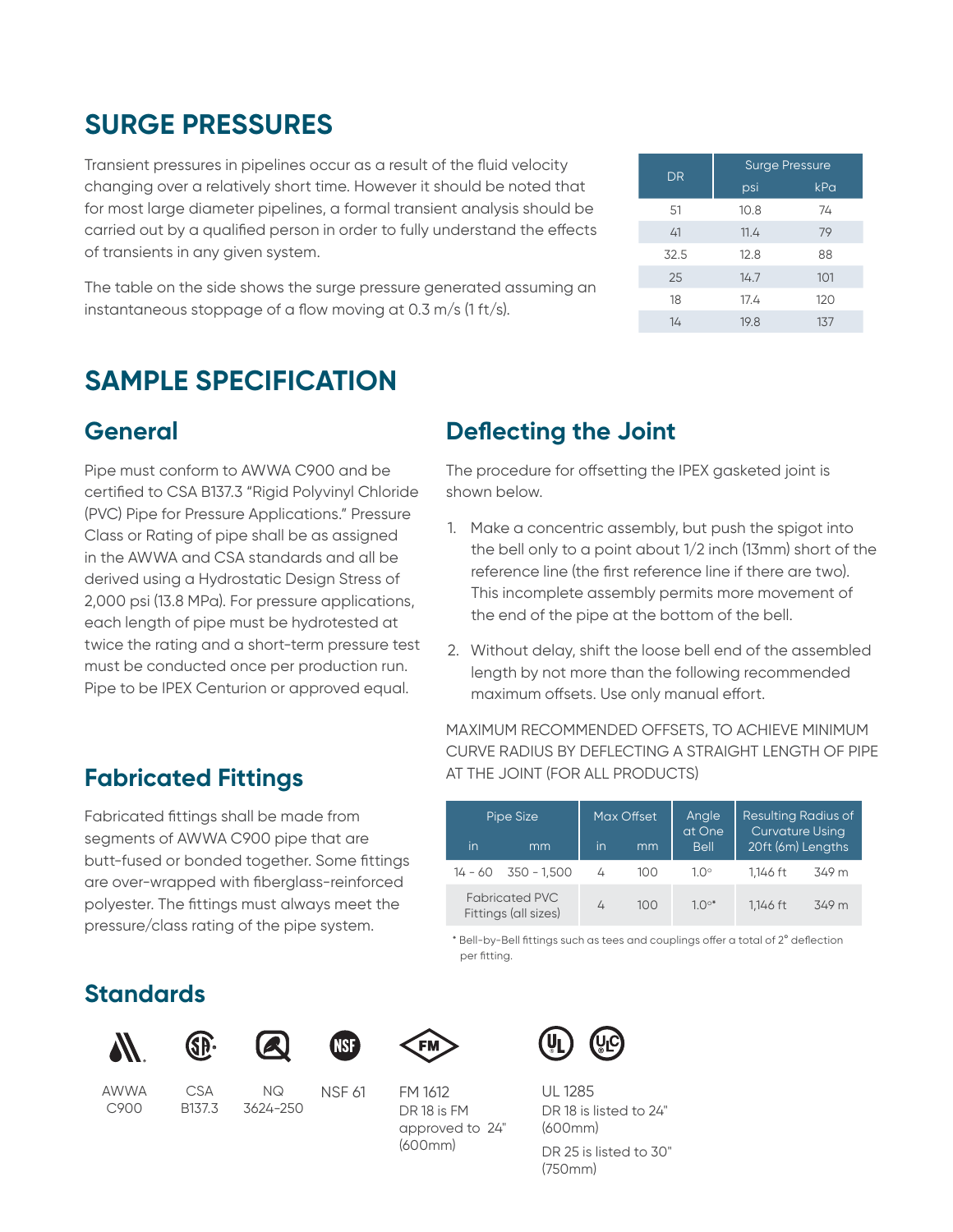# SURGE PRESSURES

Transient pressures in pipelines occur as a result of the fluid velocity changing over a relatively short time. However it should be noted that for most large diameter pipelines, a formal transient analysis should be carried out by a qualified person in order to fully understand the effects of transients in any given system.

The table on the side shows the surge pressure generated assuming an instantaneous stoppage of a flow moving at 0.3 m/s (1 ft/s).

| DR | Surge Pressure | |
|---|---|---|
| | psi | kPa |
| 51 | 10.8 | 74 |
| 41 | 11.4 | 79 |
| 32.5 | 12.8 | 88 |
| 25 | 14.7 | 101 |
| 18 | 17.4 | 120 |
| 14 | 19.8 | 137 |

# SAMPLE SPECIFICATION

## General

Pipe must conform to AWWA C900 and be certified to CSA B137.3 "Rigid Polyvinyl Chloride (PVC) Pipe for Pressure Applications." Pressure Class or Rating of pipe shall be as assigned in the AWWA and CSA standards and all be derived using a Hydrostatic Design Stress of 2,000 psi (13.8 MPa). For pressure applications, each length of pipe must be hydrotested at twice the rating and a short-term pressure test must be conducted once per production run. Pipe to be IPEX Centurion or approved equal.

## Fabricated Fittings

Fabricated fittings shall be made from segments of AWWA C900 pipe that are butt-fused or bonded together. Some fittings are over-wrapped with fiberglass-reinforced polyester. The fittings must always meet the pressure/class rating of the pipe system.

## Deflecting the Joint

The procedure for offsetting the IPEX gasketed joint is shown below.

1. Make a concentric assembly, but push the spigot into the bell only to a point about 1/2 inch (13mm) short of the reference line (the first reference line if there are two). This incomplete assembly permits more movement of the end of the pipe at the bottom of the bell.
2. Without delay, shift the loose bell end of the assembled length by not more than the following recommended maximum offsets. Use only manual effort.

MAXIMUM RECOMMENDED OFFSETS, TO ACHIEVE MINIMUM CURVE RADIUS BY DEFLECTING A STRAIGHT LENGTH OF PIPE AT THE JOINT (FOR ALL PRODUCTS)

| Pipe Size | | Max Offset | | Angle at One Bell | Resulting Radius of Curvature Using 20ft (6m) Lengths | |
|---|---|---|---|---|---|---|
| in | mm | in | mm | | | |
| 14 - 60 | 350 - 1,500 | 4 | 100 | 1.0° | 1,146 ft | 349 m |
| Fabricated PVC Fittings (all sizes) | | 4 | 100 | 1.0°* | 1,146 ft | 349 m |

\* Bell-by-Bell fittings such as tees and couplings offer a total of 2° deflection per fitting.

## Standards

AWWA C900

CSA B137.3

NQ 3624-250

NSF 61

FM 1612
DR 18 is FM approved to 24" (600mm)

UL 1285
DR 18 is listed to 24" (600mm)
DR 25 is listed to 30" (750mm)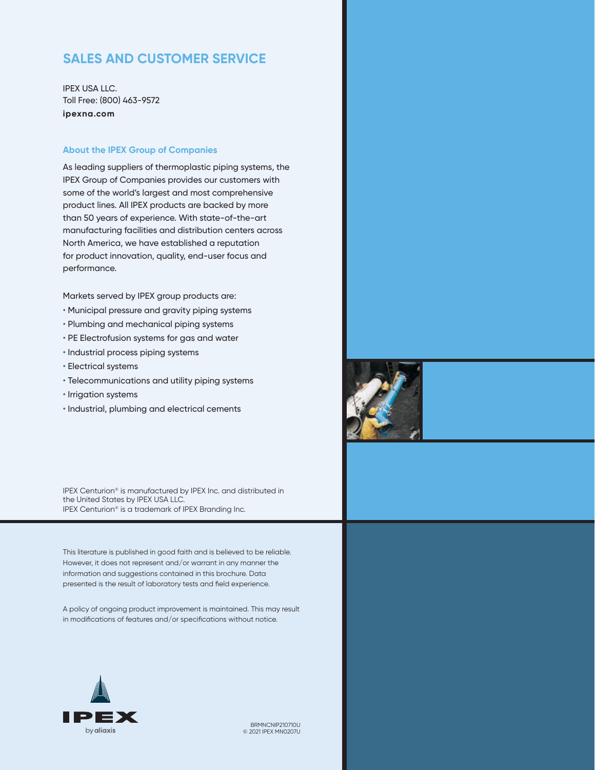## SALES AND CUSTOMER SERVICE

IPEX USA LLC.
Toll Free: (800) 463-9572
**ipexna.com**

### About the IPEX Group of Companies

As leading suppliers of thermoplastic piping systems, the IPEX Group of Companies provides our customers with some of the world's largest and most comprehensive product lines. All IPEX products are backed by more than 50 years of experience. With state-of-the-art manufacturing facilities and distribution centers across North America, we have established a reputation for product innovation, quality, end-user focus and performance.

Markets served by IPEX group products are:

- Municipal pressure and gravity piping systems
- Plumbing and mechanical piping systems
- PE Electrofusion systems for gas and water
- Industrial process piping systems
- Electrical systems
- Telecommunications and utility piping systems
- Irrigation systems
- Industrial, plumbing and electrical cements

IPEX Centurion® is manufactured by IPEX Inc. and distributed in the United States by IPEX USA LLC.
IPEX Centurion® is a trademark of IPEX Branding Inc.

This literature is published in good faith and is believed to be reliable. However, it does not represent and/or warrant in any manner the information and suggestions contained in this brochure. Data presented is the result of laboratory tests and field experience.

A policy of ongoing product improvement is maintained. This may result in modifications of features and/or specifications without notice.

IPEX by aliaxis

BRMNCNIP210710U
© 2021 IPEX MN0207U